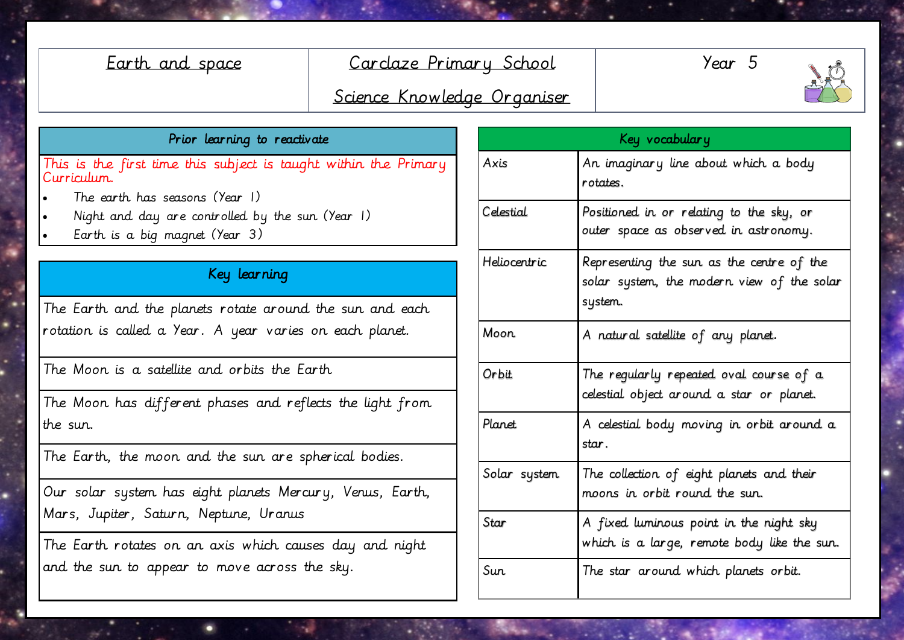| Earth and space | Carclaze Primary School<br>Science Knowledge Organiser | Year 5 |
|---|---|---|

## Prior learning to reactivate

This is the first time this subject is taught within the Primary Curriculum.

- The earth has seasons (Year 1)
- Night and day are controlled by the sun (Year 1)
- Earth is a big magnet (Year 3)

## Key learning

| Key learning |
|---|
| The Earth and the planets rotate around the sun and each rotation is called a Year. A year varies on each planet. |
| The Moon is a satellite and orbits the Earth |
| The Moon has different phases and reflects the light from the sun. |
| The Earth, the moon and the sun are spherical bodies. |
| Our solar system has eight planets Mercury, Venus, Earth, Mars, Jupiter, Saturn, Neptune, Uranus |
| The Earth rotates on an axis which causes day and night and the sun to appear to move across the sky. |

## Key vocabulary

| Term | Definition |
|---|---|
| Axis | An imaginary line about which a body rotates. |
| Celestial | Positioned in or relating to the sky, or outer space as observed in astronomy. |
| Heliocentric | Representing the sun as the centre of the solar system, the modern view of the solar system. |
| Moon | A natural satellite of any planet. |
| Orbit | The regularly repeated oval course of a celestial object around a star or planet. |
| Planet | A celestial body moving in orbit around a star. |
| Solar system | The collection of eight planets and their moons in orbit round the sun. |
| Star | A fixed luminous point in the night sky which is a large, remote body like the sun. |
| Sun | The star around which planets orbit. |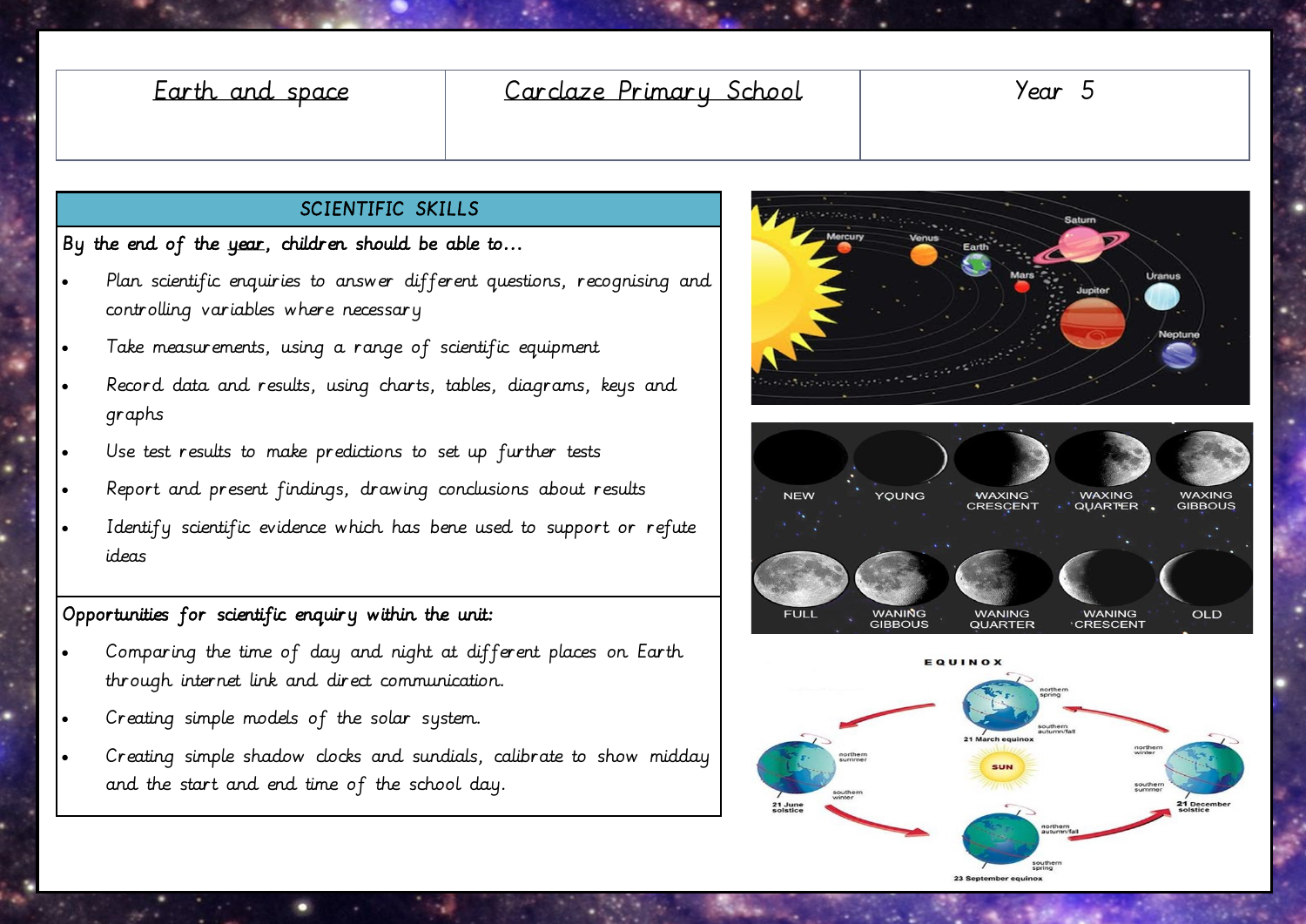| Earth and space | Carclaze Primary School | Year 5 |
| --- | --- | --- |

## SCIENTIFIC SKILLS

**By the end of the year, children should be able to...**

- Plan scientific enquiries to answer different questions, recognising and controlling variables where necessary
- Take measurements, using a range of scientific equipment
- Record data and results, using charts, tables, diagrams, keys and graphs
- Use test results to make predictions to set up further tests
- Report and present findings, drawing conclusions about results
- Identify scientific evidence which has bene used to support or refute ideas

**Opportunities for scientific enquiry within the unit:**

- Comparing the time of day and night at different places on Earth through internet link and direct communication.
- Creating simple models of the solar system.
- Creating simple shadow clocks and sundials, calibrate to show midday and the start and end time of the school day.